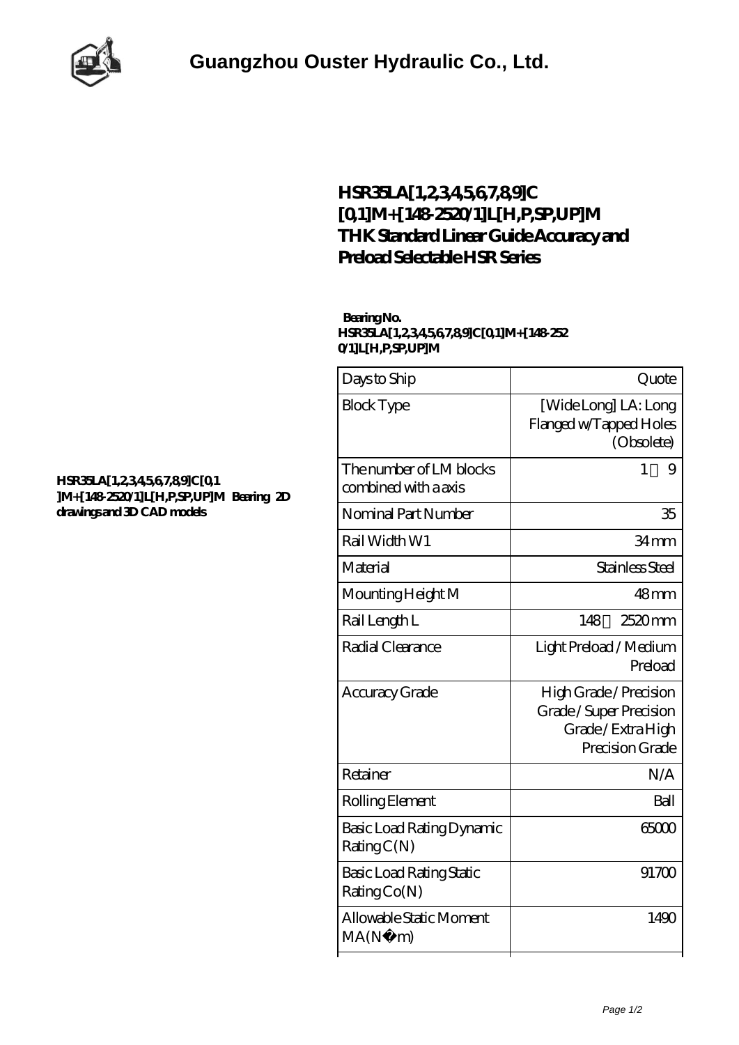# Guangzhou Ouster Hydraulic Co., Ltd.

## HSR35LA[1,2,3,4,5,6,7,8,9]C[0,1]M+[148-2520/1]L[H,P,SP,UP]M THK Standard Linear Guide Accuracy and Preload Selectable HSR Series

**HSR35LA[1,2,3,4,5,6,7,8,9]C[0,1]M+[148-2520/1]L[H,P,SP,UP]M Bearing 2D drawings and 3D CAD models**

**Bearing No. HSR35LA[1,2,3,4,5,6,7,8,9]C[0,1]M+[148-2520/1]L[H,P,SP,UP]M**

| | |
|---|---|
| Days to Ship | Quote |
| Block Type | [Wide Long] LA: Long Flanged w/Tapped Holes (Obsolete) |
| The number of LM blocks combined with a axis | 1～9 |
| Nominal Part Number | 35 |
| Rail Width W1 | 34 mm |
| Material | Stainless Steel |
| Mounting Height M | 48 mm |
| Rail Length L | 148～2520 mm |
| Radial Clearance | Light Preload / Medium Preload |
| Accuracy Grade | High Grade / Precision Grade / Super Precision Grade / Extra High Precision Grade |
| Retainer | N/A |
| Rolling Element | Ball |
| Basic Load Rating Dynamic Rating C(N) | 65000 |
| Basic Load Rating Static Rating Co(N) | 91700 |
| Allowable Static Moment MA(N・m) | 1490 |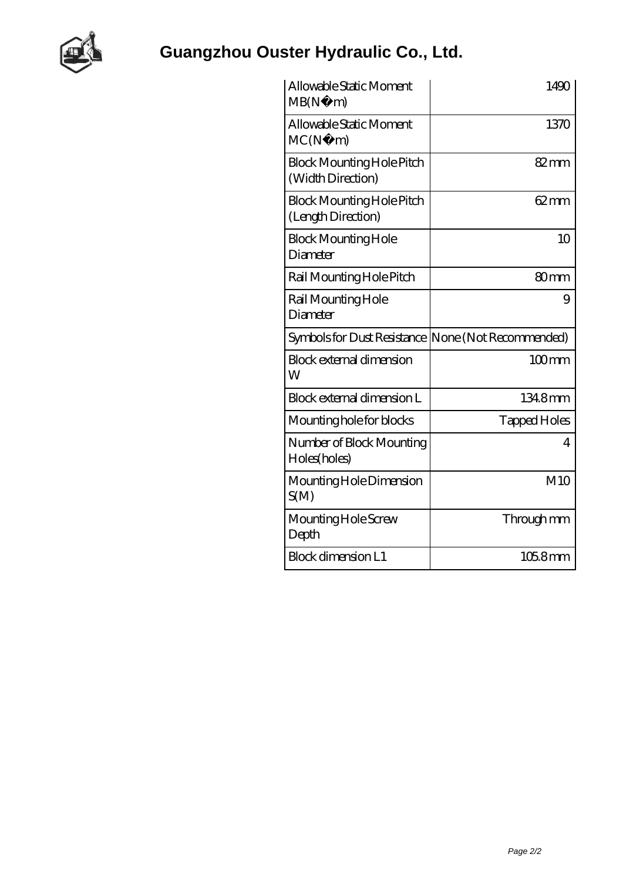# Guangzhou Ouster Hydraulic Co., Ltd.

| | |
|---|---|
| Allowable Static Moment MB(N�m) | 1490 |
| Allowable Static Moment MC(N�m) | 1370 |
| Block Mounting Hole Pitch (Width Direction) | 82 mm |
| Block Mounting Hole Pitch (Length Direction) | 62 mm |
| Block Mounting Hole Diameter | 10 |
| Rail Mounting Hole Pitch | 80 mm |
| Rail Mounting Hole Diameter | 9 |
| Symbols for Dust Resistance | None (Not Recommended) |
| Block external dimension W | 100 mm |
| Block external dimension L | 134.8 mm |
| Mounting hole for blocks | Tapped Holes |
| Number of Block Mounting Holes(holes) | 4 |
| Mounting Hole Dimension S(M) | M10 |
| Mounting Hole Screw Depth | Through mm |
| Block dimension L1 | 105.8 mm |